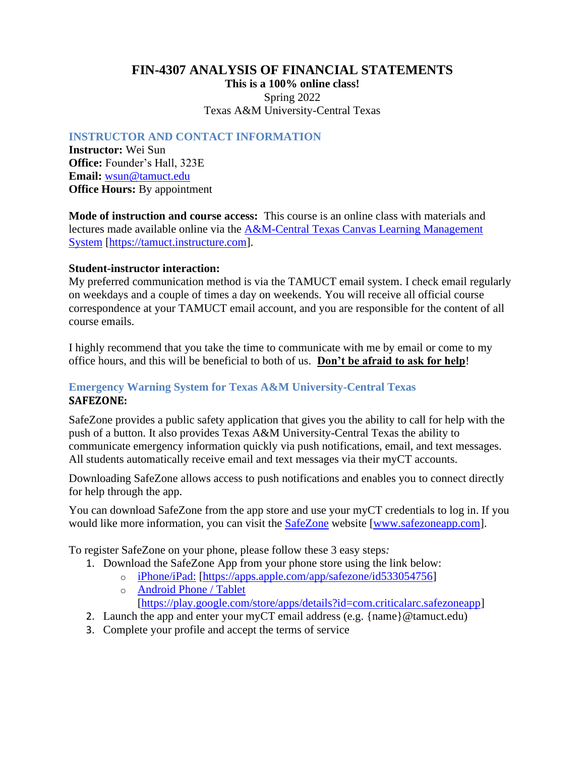# FIN-4307 ANALYSIS OF FINANCIAL STATEMENTS

**This is a 100% online class!**

Spring 2022

Texas A&M University-Central Texas

## INSTRUCTOR AND CONTACT INFORMATION

**Instructor:** Wei Sun
**Office:** Founder's Hall, 323E
**Email:** wsun@tamuct.edu
**Office Hours:** By appointment

**Mode of instruction and course access:** This course is an online class with materials and lectures made available online via the A&M-Central Texas Canvas Learning Management System [https://tamuct.instructure.com].

**Student-instructor interaction:**
My preferred communication method is via the TAMUCT email system. I check email regularly on weekdays and a couple of times a day on weekends. You will receive all official course correspondence at your TAMUCT email account, and you are responsible for the content of all course emails.

I highly recommend that you take the time to communicate with me by email or come to my office hours, and this will be beneficial to both of us. **Don't be afraid to ask for help**!

## Emergency Warning System for Texas A&M University-Central Texas

**SAFEZONE:**

SafeZone provides a public safety application that gives you the ability to call for help with the push of a button. It also provides Texas A&M University-Central Texas the ability to communicate emergency information quickly via push notifications, email, and text messages. All students automatically receive email and text messages via their myCT accounts.

Downloading SafeZone allows access to push notifications and enables you to connect directly for help through the app.

You can download SafeZone from the app store and use your myCT credentials to log in. If you would like more information, you can visit the SafeZone website [www.safezoneapp.com].

To register SafeZone on your phone, please follow these 3 easy steps:

1. Download the SafeZone App from your phone store using the link below:
   - iPhone/iPad: [https://apps.apple.com/app/safezone/id533054756]
   - Android Phone / Tablet [https://play.google.com/store/apps/details?id=com.criticalarc.safezoneapp]
2. Launch the app and enter your myCT email address (e.g. {name}@tamuct.edu)
3. Complete your profile and accept the terms of service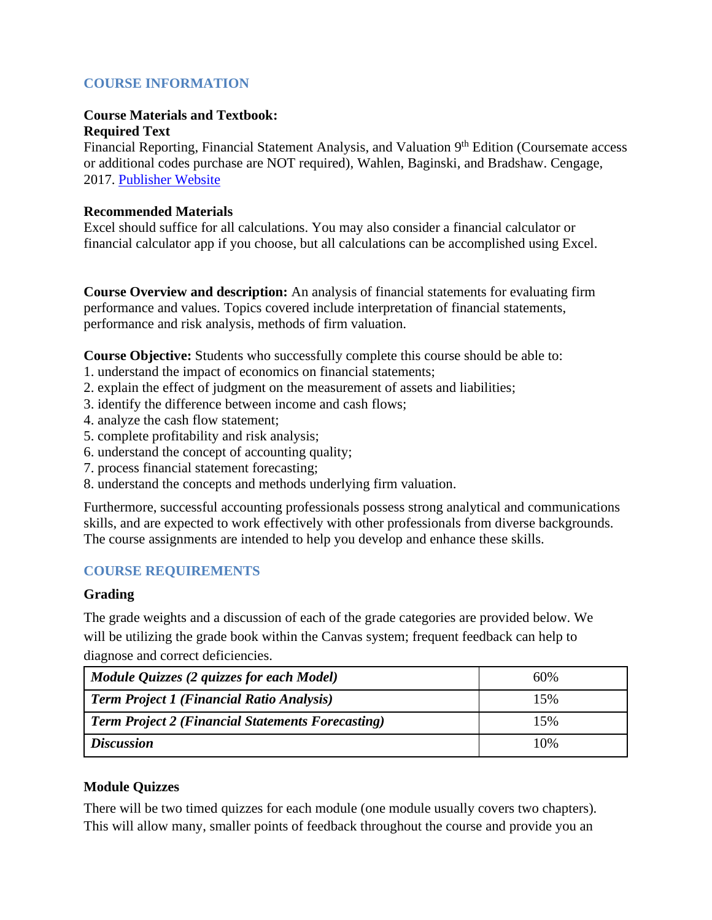## COURSE INFORMATION

**Course Materials and Textbook:**
**Required Text**
Financial Reporting, Financial Statement Analysis, and Valuation 9th Edition (Coursemate access or additional codes purchase are NOT required), Wahlen, Baginski, and Bradshaw. Cengage, 2017. [Publisher Website]

**Recommended Materials**
Excel should suffice for all calculations. You may also consider a financial calculator or financial calculator app if you choose, but all calculations can be accomplished using Excel.

**Course Overview and description:** An analysis of financial statements for evaluating firm performance and values. Topics covered include interpretation of financial statements, performance and risk analysis, methods of firm valuation.

**Course Objective:** Students who successfully complete this course should be able to:
1. understand the impact of economics on financial statements;
2. explain the effect of judgment on the measurement of assets and liabilities;
3. identify the difference between income and cash flows;
4. analyze the cash flow statement;
5. complete profitability and risk analysis;
6. understand the concept of accounting quality;
7. process financial statement forecasting;
8. understand the concepts and methods underlying firm valuation.

Furthermore, successful accounting professionals possess strong analytical and communications skills, and are expected to work effectively with other professionals from diverse backgrounds. The course assignments are intended to help you develop and enhance these skills.

## COURSE REQUIREMENTS

### Grading

The grade weights and a discussion of each of the grade categories are provided below. We will be utilizing the grade book within the Canvas system; frequent feedback can help to diagnose and correct deficiencies.

| Category | Weight |
|---|---|
| ***Module Quizzes (2 quizzes for each Model)*** | 60% |
| ***Term Project 1 (Financial Ratio Analysis)*** | 15% |
| ***Term Project 2 (Financial Statements Forecasting)*** | 15% |
| ***Discussion*** | 10% |

### Module Quizzes

There will be two timed quizzes for each module (one module usually covers two chapters). This will allow many, smaller points of feedback throughout the course and provide you an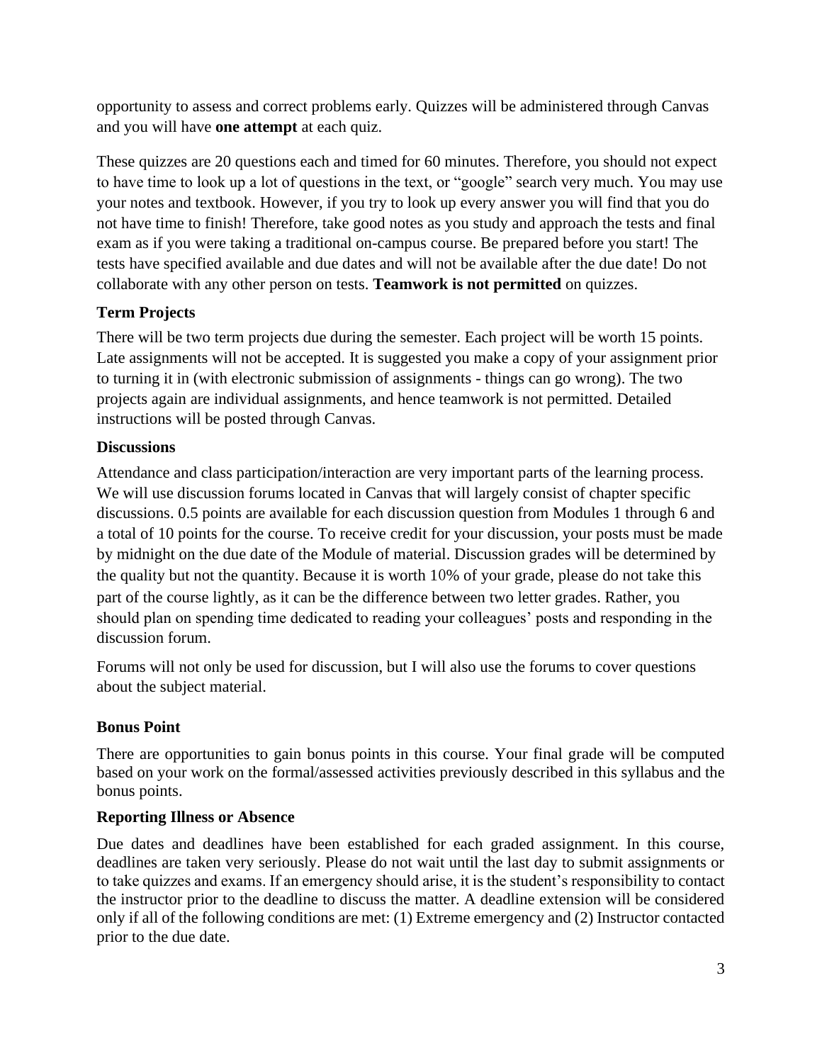opportunity to assess and correct problems early. Quizzes will be administered through Canvas and you will have **one attempt** at each quiz.

These quizzes are 20 questions each and timed for 60 minutes. Therefore, you should not expect to have time to look up a lot of questions in the text, or "google" search very much. You may use your notes and textbook. However, if you try to look up every answer you will find that you do not have time to finish! Therefore, take good notes as you study and approach the tests and final exam as if you were taking a traditional on-campus course. Be prepared before you start! The tests have specified available and due dates and will not be available after the due date! Do not collaborate with any other person on tests. **Teamwork is not permitted** on quizzes.

### Term Projects

There will be two term projects due during the semester. Each project will be worth 15 points. Late assignments will not be accepted. It is suggested you make a copy of your assignment prior to turning it in (with electronic submission of assignments - things can go wrong). The two projects again are individual assignments, and hence teamwork is not permitted. Detailed instructions will be posted through Canvas.

### Discussions

Attendance and class participation/interaction are very important parts of the learning process. We will use discussion forums located in Canvas that will largely consist of chapter specific discussions. 0.5 points are available for each discussion question from Modules 1 through 6 and a total of 10 points for the course. To receive credit for your discussion, your posts must be made by midnight on the due date of the Module of material. Discussion grades will be determined by the quality but not the quantity. Because it is worth 10% of your grade, please do not take this part of the course lightly, as it can be the difference between two letter grades. Rather, you should plan on spending time dedicated to reading your colleagues' posts and responding in the discussion forum.

Forums will not only be used for discussion, but I will also use the forums to cover questions about the subject material.

### Bonus Point

There are opportunities to gain bonus points in this course. Your final grade will be computed based on your work on the formal/assessed activities previously described in this syllabus and the bonus points.

### Reporting Illness or Absence

Due dates and deadlines have been established for each graded assignment. In this course, deadlines are taken very seriously. Please do not wait until the last day to submit assignments or to take quizzes and exams. If an emergency should arise, it is the student's responsibility to contact the instructor prior to the deadline to discuss the matter. A deadline extension will be considered only if all of the following conditions are met: (1) Extreme emergency and (2) Instructor contacted prior to the due date.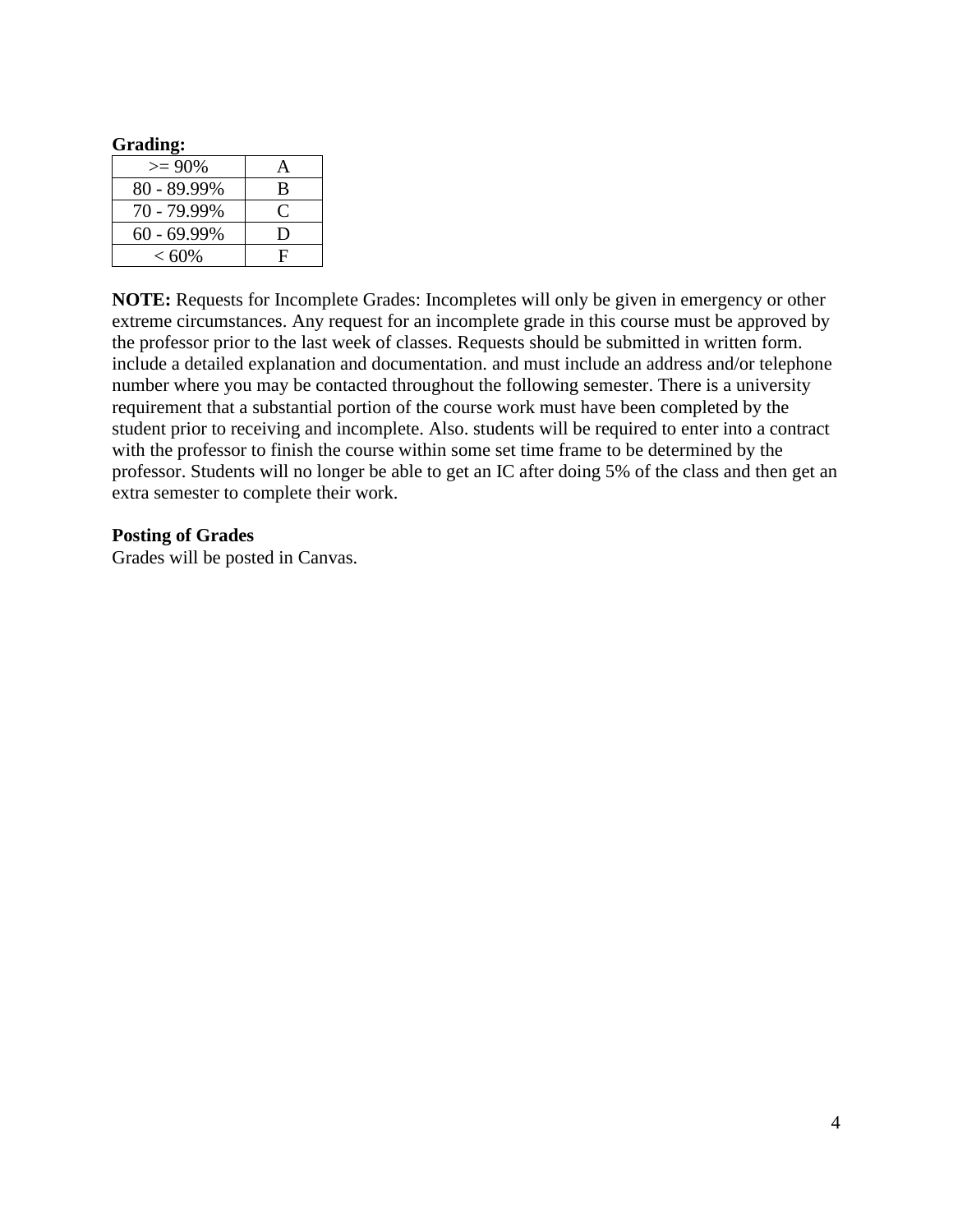**Grading:**

| >= 90% | A |
|---|---|
| 80 - 89.99% | B |
| 70 - 79.99% | C |
| 60 - 69.99% | D |
| < 60% | F |

**NOTE:** Requests for Incomplete Grades: Incompletes will only be given in emergency or other extreme circumstances. Any request for an incomplete grade in this course must be approved by the professor prior to the last week of classes. Requests should be submitted in written form. include a detailed explanation and documentation. and must include an address and/or telephone number where you may be contacted throughout the following semester. There is a university requirement that a substantial portion of the course work must have been completed by the student prior to receiving and incomplete. Also. students will be required to enter into a contract with the professor to finish the course within some set time frame to be determined by the professor. Students will no longer be able to get an IC after doing 5% of the class and then get an extra semester to complete their work.

**Posting of Grades**

Grades will be posted in Canvas.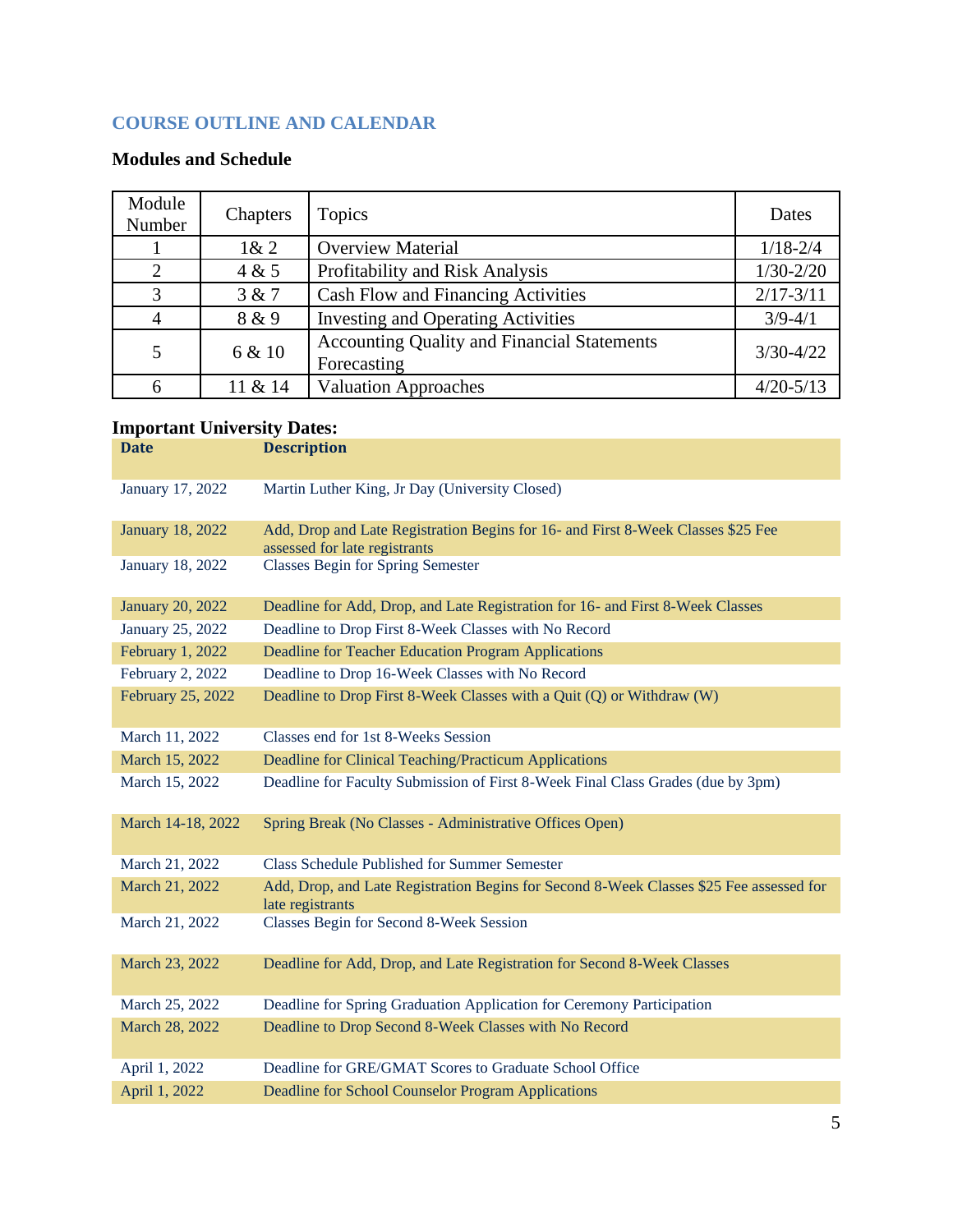## COURSE OUTLINE AND CALENDAR

### Modules and Schedule

| Module Number | Chapters | Topics | Dates |
|---|---|---|---|
| 1 | 1& 2 | Overview Material | 1/18-2/4 |
| 2 | 4 & 5 | Profitability and Risk Analysis | 1/30-2/20 |
| 3 | 3 & 7 | Cash Flow and Financing Activities | 2/17-3/11 |
| 4 | 8 & 9 | Investing and Operating Activities | 3/9-4/1 |
| 5 | 6 & 10 | Accounting Quality and Financial Statements Forecasting | 3/30-4/22 |
| 6 | 11 & 14 | Valuation Approaches | 4/20-5/13 |

### Important University Dates:

| Date | Description |
|---|---|
| January 17, 2022 | Martin Luther King, Jr Day (University Closed) |
| January 18, 2022 | Add, Drop and Late Registration Begins for 16- and First 8-Week Classes $25 Fee assessed for late registrants |
| January 18, 2022 | Classes Begin for Spring Semester |
| January 20, 2022 | Deadline for Add, Drop, and Late Registration for 16- and First 8-Week Classes |
| January 25, 2022 | Deadline to Drop First 8-Week Classes with No Record |
| February 1, 2022 | Deadline for Teacher Education Program Applications |
| February 2, 2022 | Deadline to Drop 16-Week Classes with No Record |
| February 25, 2022 | Deadline to Drop First 8-Week Classes with a Quit (Q) or Withdraw (W) |
| March 11, 2022 | Classes end for 1st 8-Weeks Session |
| March 15, 2022 | Deadline for Clinical Teaching/Practicum Applications |
| March 15, 2022 | Deadline for Faculty Submission of First 8-Week Final Class Grades (due by 3pm) |
| March 14-18, 2022 | Spring Break (No Classes - Administrative Offices Open) |
| March 21, 2022 | Class Schedule Published for Summer Semester |
| March 21, 2022 | Add, Drop, and Late Registration Begins for Second 8-Week Classes $25 Fee assessed for late registrants |
| March 21, 2022 | Classes Begin for Second 8-Week Session |
| March 23, 2022 | Deadline for Add, Drop, and Late Registration for Second 8-Week Classes |
| March 25, 2022 | Deadline for Spring Graduation Application for Ceremony Participation |
| March 28, 2022 | Deadline to Drop Second 8-Week Classes with No Record |
| April 1, 2022 | Deadline for GRE/GMAT Scores to Graduate School Office |
| April 1, 2022 | Deadline for School Counselor Program Applications |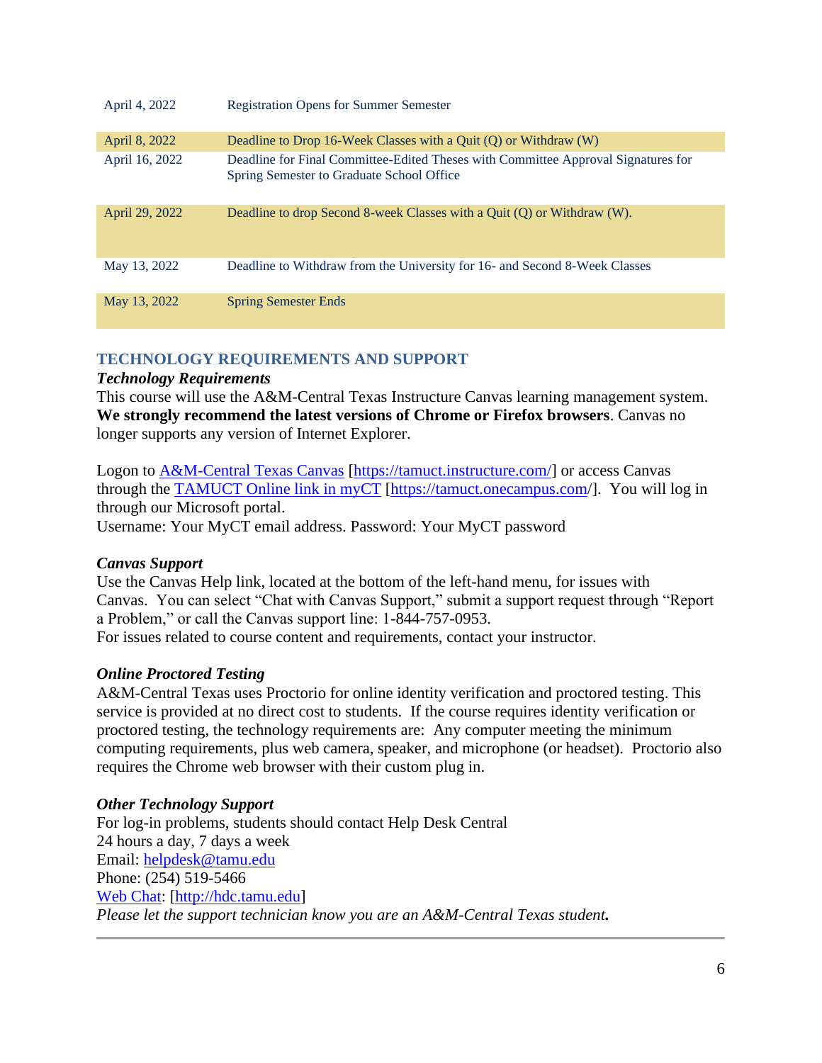| | |
|---|---|
| April 4, 2022 | Registration Opens for Summer Semester |
| April 8, 2022 | Deadline to Drop 16-Week Classes with a Quit (Q) or Withdraw (W) |
| April 16, 2022 | Deadline for Final Committee-Edited Theses with Committee Approval Signatures for Spring Semester to Graduate School Office |
| April 29, 2022 | Deadline to drop Second 8-week Classes with a Quit (Q) or Withdraw (W). |
| May 13, 2022 | Deadline to Withdraw from the University for 16- and Second 8-Week Classes |
| May 13, 2022 | Spring Semester Ends |

## TECHNOLOGY REQUIREMENTS AND SUPPORT

***Technology Requirements***

This course will use the A&M-Central Texas Instructure Canvas learning management system. **We strongly recommend the latest versions of Chrome or Firefox browsers**. Canvas no longer supports any version of Internet Explorer.

Logon to [A&M-Central Texas Canvas](https://tamuct.instructure.com/) [https://tamuct.instructure.com/] or access Canvas through the [TAMUCT Online link in myCT](https://tamuct.onecampus.com/) [https://tamuct.onecampus.com/]. You will log in through our Microsoft portal.
Username: Your MyCT email address. Password: Your MyCT password

***Canvas Support***

Use the Canvas Help link, located at the bottom of the left-hand menu, for issues with Canvas. You can select "Chat with Canvas Support," submit a support request through "Report a Problem," or call the Canvas support line: 1-844-757-0953.
For issues related to course content and requirements, contact your instructor.

***Online Proctored Testing***

A&M-Central Texas uses Proctorio for online identity verification and proctored testing. This service is provided at no direct cost to students. If the course requires identity verification or proctored testing, the technology requirements are: Any computer meeting the minimum computing requirements, plus web camera, speaker, and microphone (or headset). Proctorio also requires the Chrome web browser with their custom plug in.

***Other Technology Support***

For log-in problems, students should contact Help Desk Central
24 hours a day, 7 days a week
Email: [helpdesk@tamu.edu](mailto:helpdesk@tamu.edu)
Phone: (254) 519-5466
[Web Chat](http://hdc.tamu.edu): [http://hdc.tamu.edu]
*Please let the support technician know you are an A&M-Central Texas student.*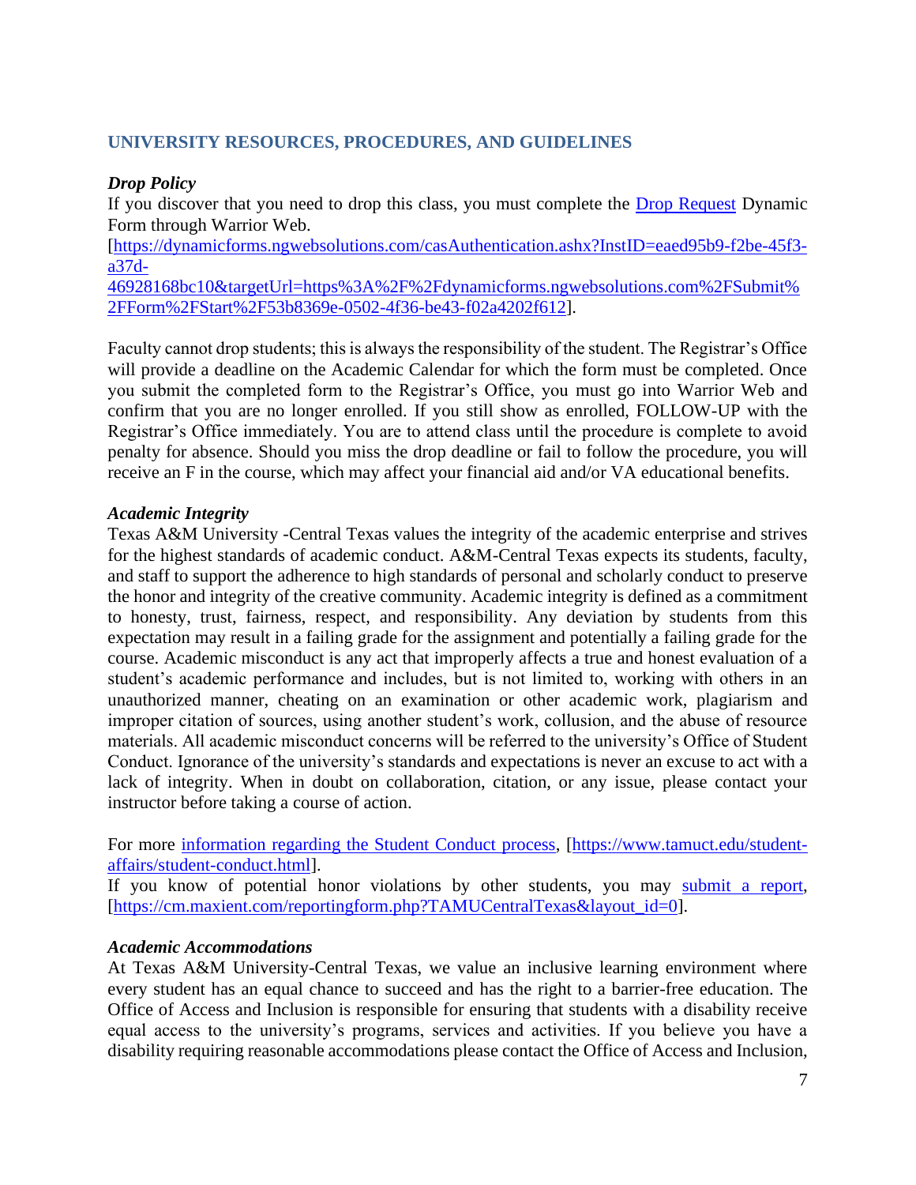## UNIVERSITY RESOURCES, PROCEDURES, AND GUIDELINES

***Drop Policy***

If you discover that you need to drop this class, you must complete the [Drop Request](https://dynamicforms.ngwebsolutions.com/casAuthentication.ashx?InstID=eaed95b9-f2be-45f3-a37d-46928168bc10&targetUrl=https%3A%2F%2Fdynamicforms.ngwebsolutions.com%2FSubmit%2FForm%2FStart%2F53b8369e-0502-4f36-be43-f02a4202f612) Dynamic Form through Warrior Web.
[https://dynamicforms.ngwebsolutions.com/casAuthentication.ashx?InstID=eaed95b9-f2be-45f3-a37d-46928168bc10&targetUrl=https%3A%2F%2Fdynamicforms.ngwebsolutions.com%2FSubmit%2FForm%2FStart%2F53b8369e-0502-4f36-be43-f02a4202f612].

Faculty cannot drop students; this is always the responsibility of the student. The Registrar's Office will provide a deadline on the Academic Calendar for which the form must be completed. Once you submit the completed form to the Registrar's Office, you must go into Warrior Web and confirm that you are no longer enrolled. If you still show as enrolled, FOLLOW-UP with the Registrar's Office immediately. You are to attend class until the procedure is complete to avoid penalty for absence. Should you miss the drop deadline or fail to follow the procedure, you will receive an F in the course, which may affect your financial aid and/or VA educational benefits.

***Academic Integrity***

Texas A&M University -Central Texas values the integrity of the academic enterprise and strives for the highest standards of academic conduct. A&M-Central Texas expects its students, faculty, and staff to support the adherence to high standards of personal and scholarly conduct to preserve the honor and integrity of the creative community. Academic integrity is defined as a commitment to honesty, trust, fairness, respect, and responsibility. Any deviation by students from this expectation may result in a failing grade for the assignment and potentially a failing grade for the course. Academic misconduct is any act that improperly affects a true and honest evaluation of a student's academic performance and includes, but is not limited to, working with others in an unauthorized manner, cheating on an examination or other academic work, plagiarism and improper citation of sources, using another student's work, collusion, and the abuse of resource materials. All academic misconduct concerns will be referred to the university's Office of Student Conduct. Ignorance of the university's standards and expectations is never an excuse to act with a lack of integrity. When in doubt on collaboration, citation, or any issue, please contact your instructor before taking a course of action.

For more [information regarding the Student Conduct process](https://www.tamuct.edu/student-affairs/student-conduct.html), [https://www.tamuct.edu/student-affairs/student-conduct.html].
If you know of potential honor violations by other students, you may [submit a report](https://cm.maxient.com/reportingform.php?TAMUCentralTexas&layout_id=0), [https://cm.maxient.com/reportingform.php?TAMUCentralTexas&layout_id=0].

***Academic Accommodations***

At Texas A&M University-Central Texas, we value an inclusive learning environment where every student has an equal chance to succeed and has the right to a barrier-free education. The Office of Access and Inclusion is responsible for ensuring that students with a disability receive equal access to the university's programs, services and activities. If you believe you have a disability requiring reasonable accommodations please contact the Office of Access and Inclusion,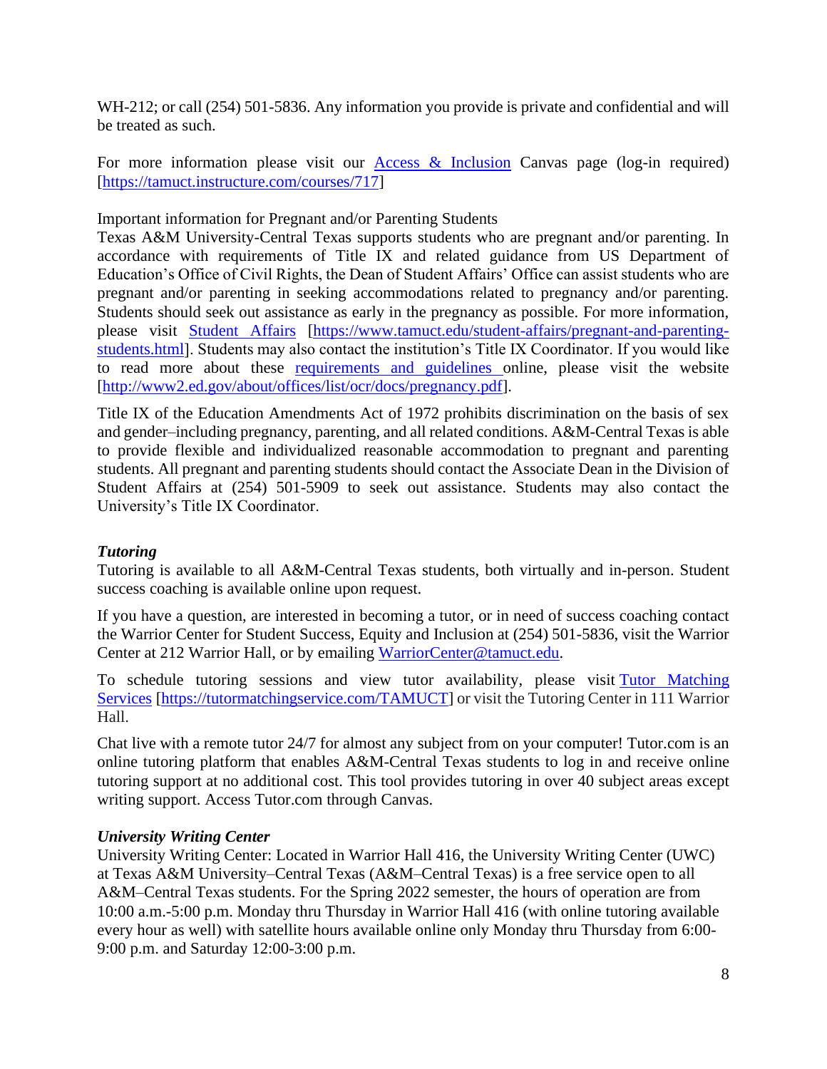WH-212; or call (254) 501-5836. Any information you provide is private and confidential and will be treated as such.

For more information please visit our [Access & Inclusion](https://tamuct.instructure.com/courses/717) Canvas page (log-in required) [https://tamuct.instructure.com/courses/717]

Important information for Pregnant and/or Parenting Students
Texas A&M University-Central Texas supports students who are pregnant and/or parenting. In accordance with requirements of Title IX and related guidance from US Department of Education's Office of Civil Rights, the Dean of Student Affairs' Office can assist students who are pregnant and/or parenting in seeking accommodations related to pregnancy and/or parenting. Students should seek out assistance as early in the pregnancy as possible. For more information, please visit [Student Affairs](https://www.tamuct.edu/student-affairs/pregnant-and-parenting-students.html) [https://www.tamuct.edu/student-affairs/pregnant-and-parenting-students.html]. Students may also contact the institution's Title IX Coordinator. If you would like to read more about these [requirements and guidelines](http://www2.ed.gov/about/offices/list/ocr/docs/pregnancy.pdf) online, please visit the website [http://www2.ed.gov/about/offices/list/ocr/docs/pregnancy.pdf].

Title IX of the Education Amendments Act of 1972 prohibits discrimination on the basis of sex and gender–including pregnancy, parenting, and all related conditions. A&M-Central Texas is able to provide flexible and individualized reasonable accommodation to pregnant and parenting students. All pregnant and parenting students should contact the Associate Dean in the Division of Student Affairs at (254) 501-5909 to seek out assistance. Students may also contact the University's Title IX Coordinator.

### *Tutoring*

Tutoring is available to all A&M-Central Texas students, both virtually and in-person. Student success coaching is available online upon request.

If you have a question, are interested in becoming a tutor, or in need of success coaching contact the Warrior Center for Student Success, Equity and Inclusion at (254) 501-5836, visit the Warrior Center at 212 Warrior Hall, or by emailing [WarriorCenter@tamuct.edu](mailto:WarriorCenter@tamuct.edu).

To schedule tutoring sessions and view tutor availability, please visit [Tutor Matching Services](https://tutormatchingservice.com/TAMUCT) [https://tutormatchingservice.com/TAMUCT] or visit the Tutoring Center in 111 Warrior Hall.

Chat live with a remote tutor 24/7 for almost any subject from on your computer! Tutor.com is an online tutoring platform that enables A&M-Central Texas students to log in and receive online tutoring support at no additional cost. This tool provides tutoring in over 40 subject areas except writing support. Access Tutor.com through Canvas.

### *University Writing Center*

University Writing Center: Located in Warrior Hall 416, the University Writing Center (UWC) at Texas A&M University–Central Texas (A&M–Central Texas) is a free service open to all A&M–Central Texas students. For the Spring 2022 semester, the hours of operation are from 10:00 a.m.-5:00 p.m. Monday thru Thursday in Warrior Hall 416 (with online tutoring available every hour as well) with satellite hours available online only Monday thru Thursday from 6:00-9:00 p.m. and Saturday 12:00-3:00 p.m.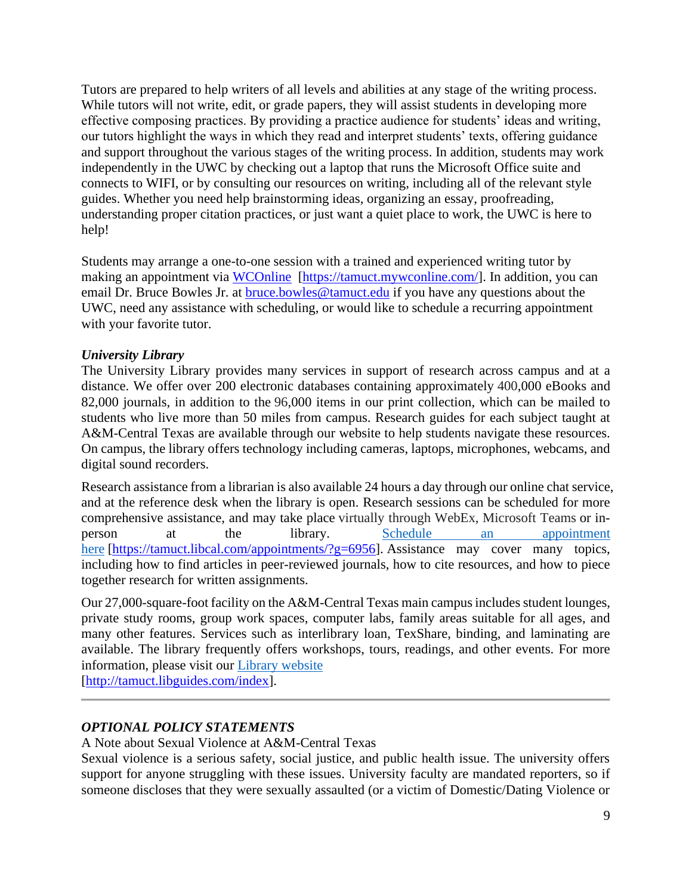Tutors are prepared to help writers of all levels and abilities at any stage of the writing process. While tutors will not write, edit, or grade papers, they will assist students in developing more effective composing practices. By providing a practice audience for students' ideas and writing, our tutors highlight the ways in which they read and interpret students' texts, offering guidance and support throughout the various stages of the writing process. In addition, students may work independently in the UWC by checking out a laptop that runs the Microsoft Office suite and connects to WIFI, or by consulting our resources on writing, including all of the relevant style guides. Whether you need help brainstorming ideas, organizing an essay, proofreading, understanding proper citation practices, or just want a quiet place to work, the UWC is here to help!

Students may arrange a one-to-one session with a trained and experienced writing tutor by making an appointment via WCOnline [https://tamuct.mywconline.com/]. In addition, you can email Dr. Bruce Bowles Jr. at bruce.bowles@tamuct.edu if you have any questions about the UWC, need any assistance with scheduling, or would like to schedule a recurring appointment with your favorite tutor.

***University Library***

The University Library provides many services in support of research across campus and at a distance. We offer over 200 electronic databases containing approximately 400,000 eBooks and 82,000 journals, in addition to the 96,000 items in our print collection, which can be mailed to students who live more than 50 miles from campus. Research guides for each subject taught at A&M-Central Texas are available through our website to help students navigate these resources. On campus, the library offers technology including cameras, laptops, microphones, webcams, and digital sound recorders.

Research assistance from a librarian is also available 24 hours a day through our online chat service, and at the reference desk when the library is open. Research sessions can be scheduled for more comprehensive assistance, and may take place virtually through WebEx, Microsoft Teams or in-person at the library. Schedule an appointment here [https://tamuct.libcal.com/appointments/?g=6956]. Assistance may cover many topics, including how to find articles in peer-reviewed journals, how to cite resources, and how to piece together research for written assignments.

Our 27,000-square-foot facility on the A&M-Central Texas main campus includes student lounges, private study rooms, group work spaces, computer labs, family areas suitable for all ages, and many other features. Services such as interlibrary loan, TexShare, binding, and laminating are available. The library frequently offers workshops, tours, readings, and other events. For more information, please visit our Library website [http://tamuct.libguides.com/index].

---

***OPTIONAL POLICY STATEMENTS***

A Note about Sexual Violence at A&M-Central Texas

Sexual violence is a serious safety, social justice, and public health issue. The university offers support for anyone struggling with these issues. University faculty are mandated reporters, so if someone discloses that they were sexually assaulted (or a victim of Domestic/Dating Violence or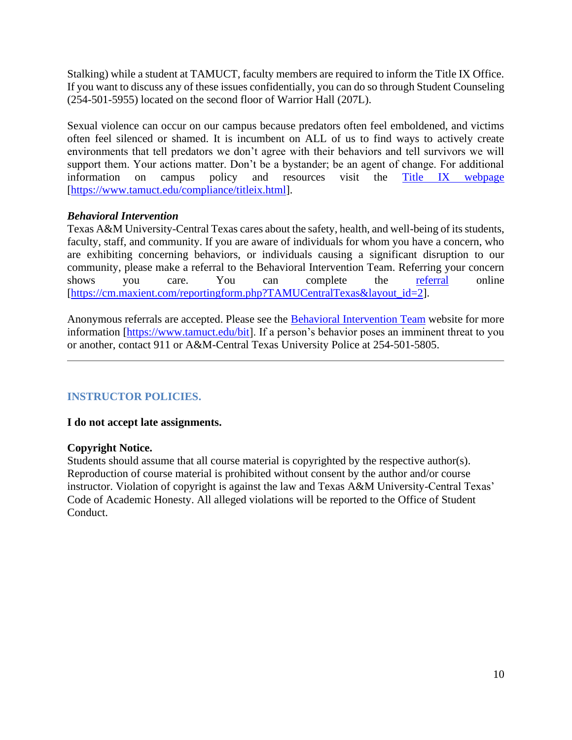Stalking) while a student at TAMUCT, faculty members are required to inform the Title IX Office. If you want to discuss any of these issues confidentially, you can do so through Student Counseling (254-501-5955) located on the second floor of Warrior Hall (207L).

Sexual violence can occur on our campus because predators often feel emboldened, and victims often feel silenced or shamed. It is incumbent on ALL of us to find ways to actively create environments that tell predators we don't agree with their behaviors and tell survivors we will support them. Your actions matter. Don't be a bystander; be an agent of change. For additional information on campus policy and resources visit the Title IX webpage [https://www.tamuct.edu/compliance/titleix.html].

***Behavioral Intervention***

Texas A&M University-Central Texas cares about the safety, health, and well-being of its students, faculty, staff, and community. If you are aware of individuals for whom you have a concern, who are exhibiting concerning behaviors, or individuals causing a significant disruption to our community, please make a referral to the Behavioral Intervention Team. Referring your concern shows you care. You can complete the referral online [https://cm.maxient.com/reportingform.php?TAMUCentralTexas&layout_id=2].

Anonymous referrals are accepted. Please see the Behavioral Intervention Team website for more information [https://www.tamuct.edu/bit]. If a person's behavior poses an imminent threat to you or another, contact 911 or A&M-Central Texas University Police at 254-501-5805.

---

## INSTRUCTOR POLICIES.

**I do not accept late assignments.**

**Copyright Notice.**

Students should assume that all course material is copyrighted by the respective author(s). Reproduction of course material is prohibited without consent by the author and/or course instructor. Violation of copyright is against the law and Texas A&M University-Central Texas' Code of Academic Honesty. All alleged violations will be reported to the Office of Student Conduct.